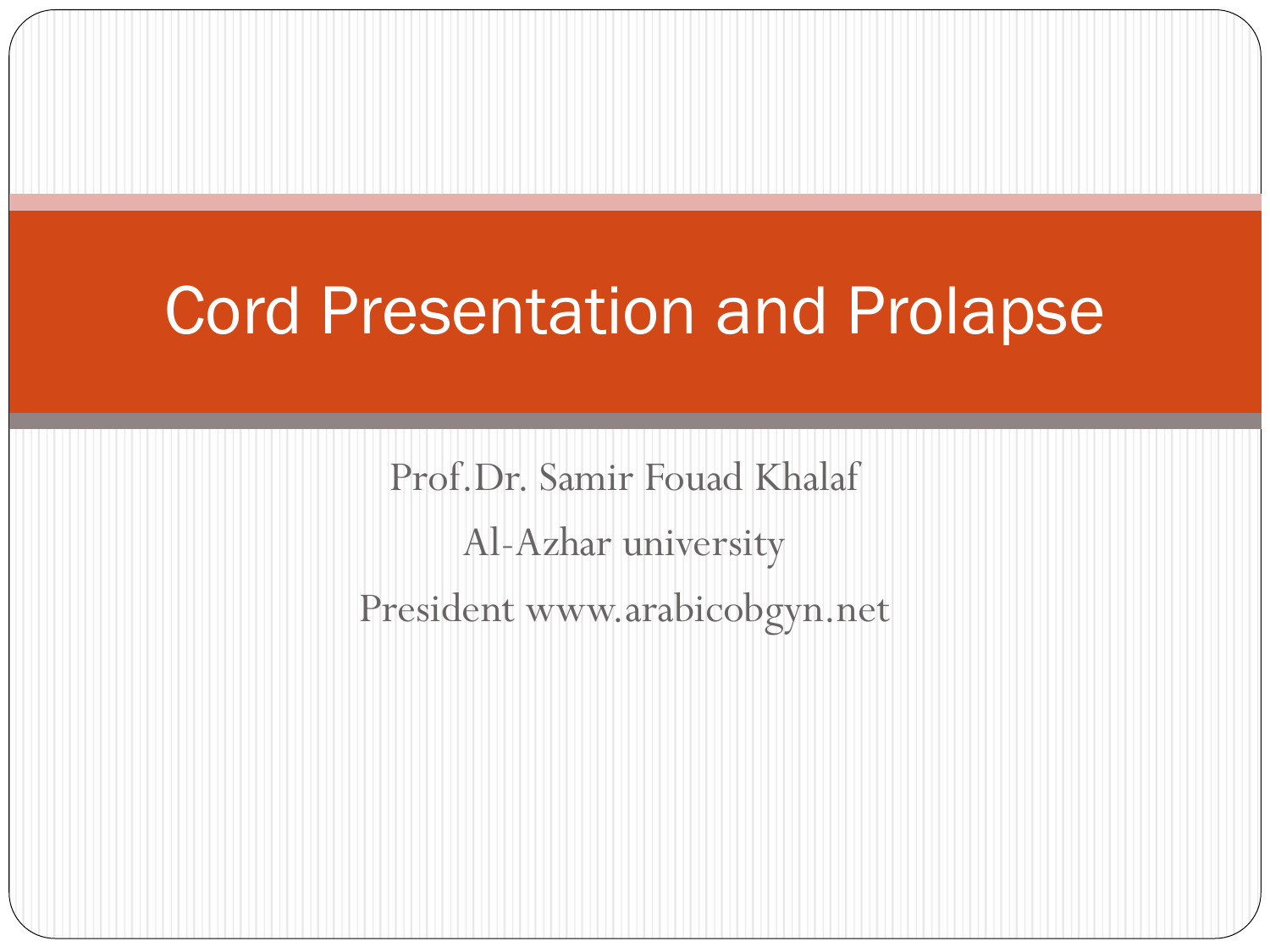# Cord Presentation and Prolapse

Prof.Dr. Samir Fouad Khalaf

Al-Azhar university

President www.arabicobgyn.net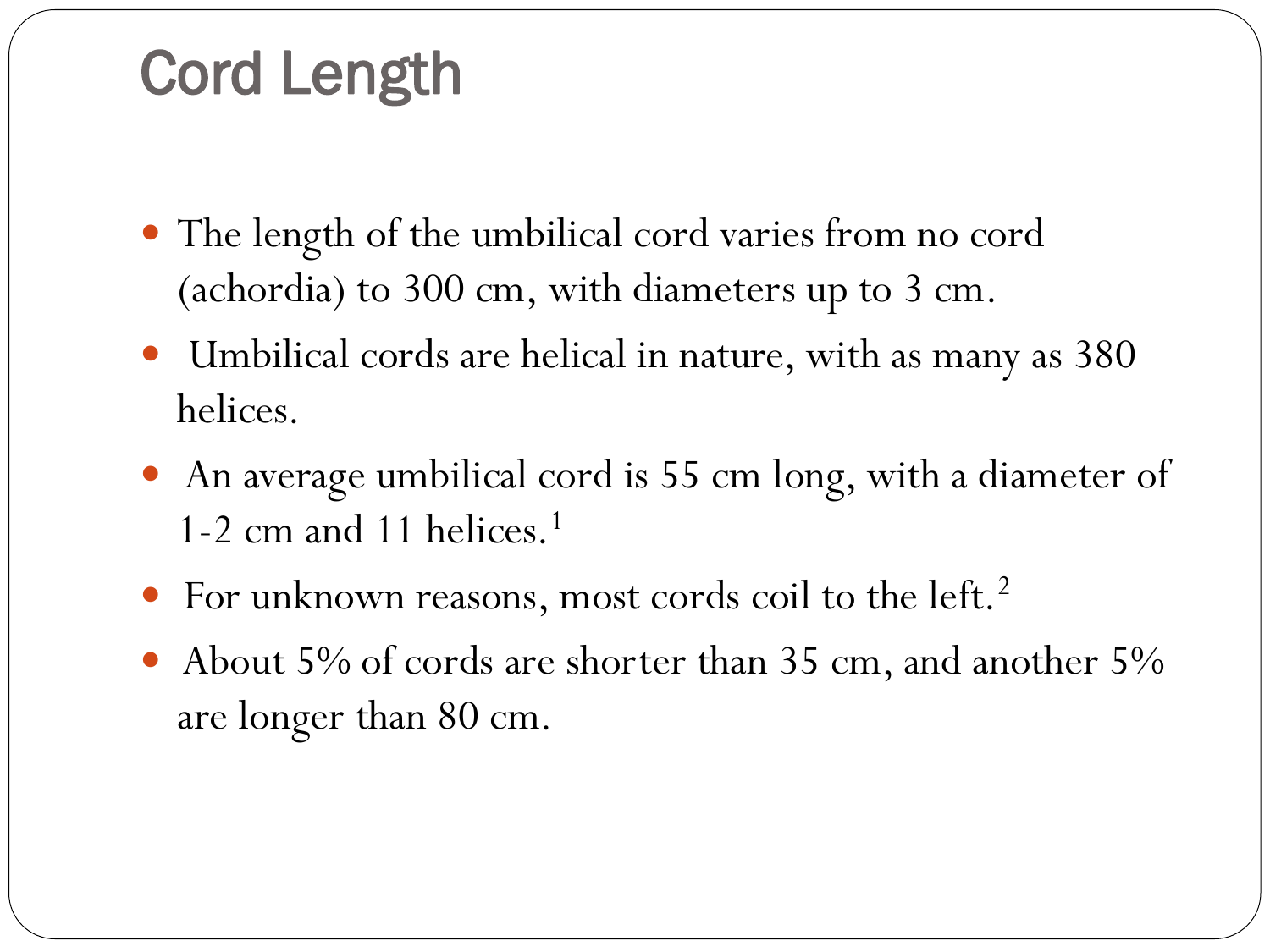# Cord Length

- The length of the umbilical cord varies from no cord (achordia) to 300 cm, with diameters up to 3 cm.
- Umbilical cords are helical in nature, with as many as 380 helices.
- An average umbilical cord is 55 cm long, with a diameter of 1-2 cm and 11 helices.[1]
- For unknown reasons, most cords coil to the left.[2]
- About 5% of cords are shorter than 35 cm, and another 5% are longer than 80 cm.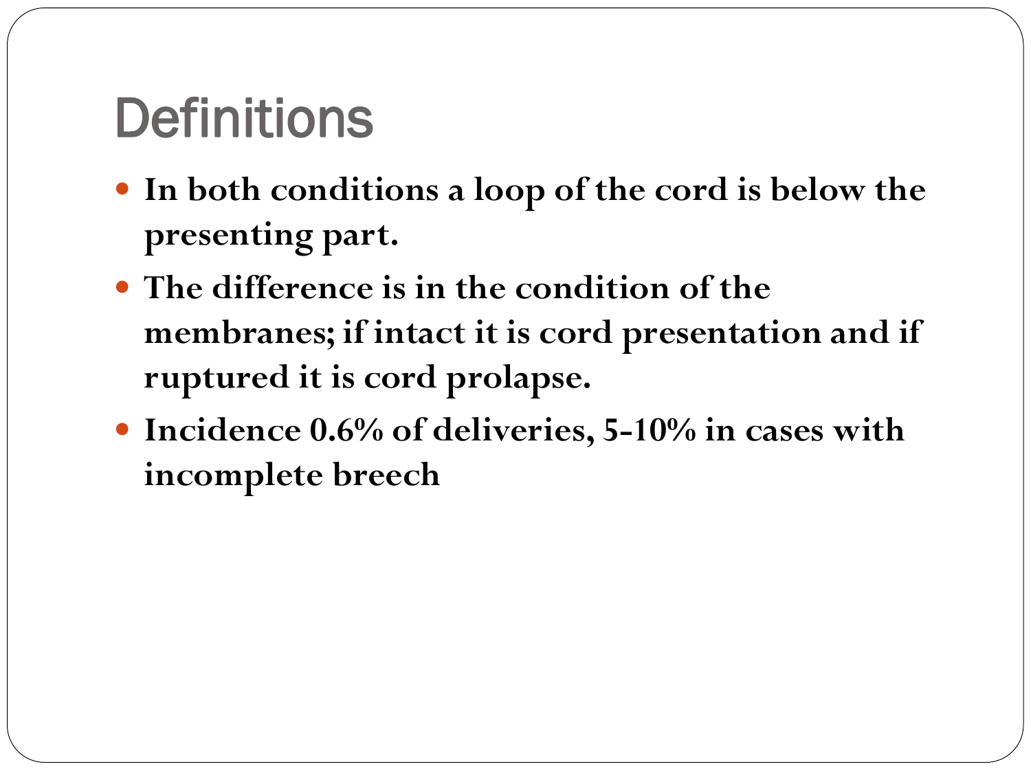# Definitions

- **In both conditions a loop of the cord is below the presenting part.**
- **The difference is in the condition of the membranes; if intact it is cord presentation and if ruptured it is cord prolapse.**
- **Incidence 0.6% of deliveries, 5-10% in cases with incomplete breech**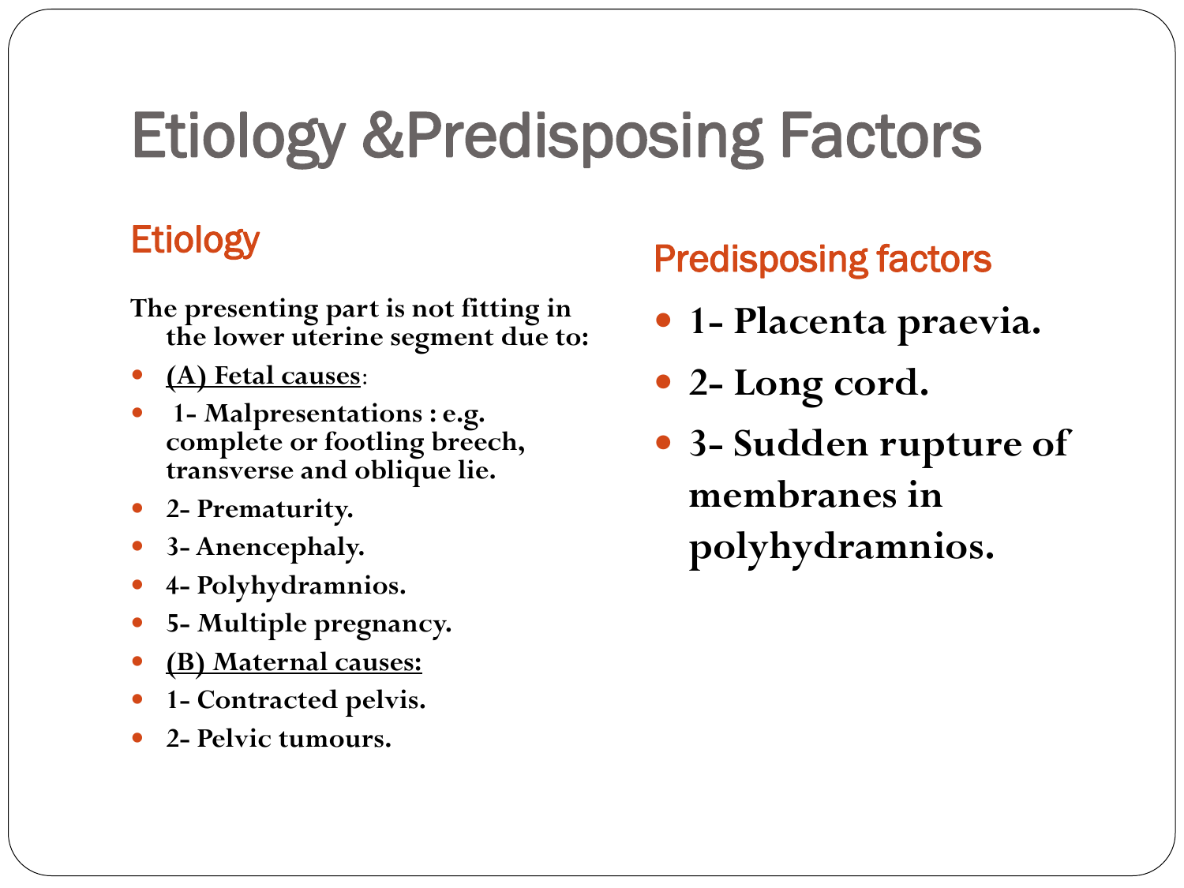# Etiology &Predisposing Factors

## Etiology

**The presenting part is not fitting in the lower uterine segment due to:**

- **(A) Fetal causes**:
- **1- Malpresentations : e.g. complete or footling breech, transverse and oblique lie.**
- **2- Prematurity.**
- **3- Anencephaly.**
- **4- Polyhydramnios.**
- **5- Multiple pregnancy.**
- **(B) Maternal causes:**
- **1- Contracted pelvis.**
- **2- Pelvic tumours.**

## Predisposing factors

- **1- Placenta praevia.**
- **2- Long cord.**
- **3- Sudden rupture of membranes in polyhydramnios.**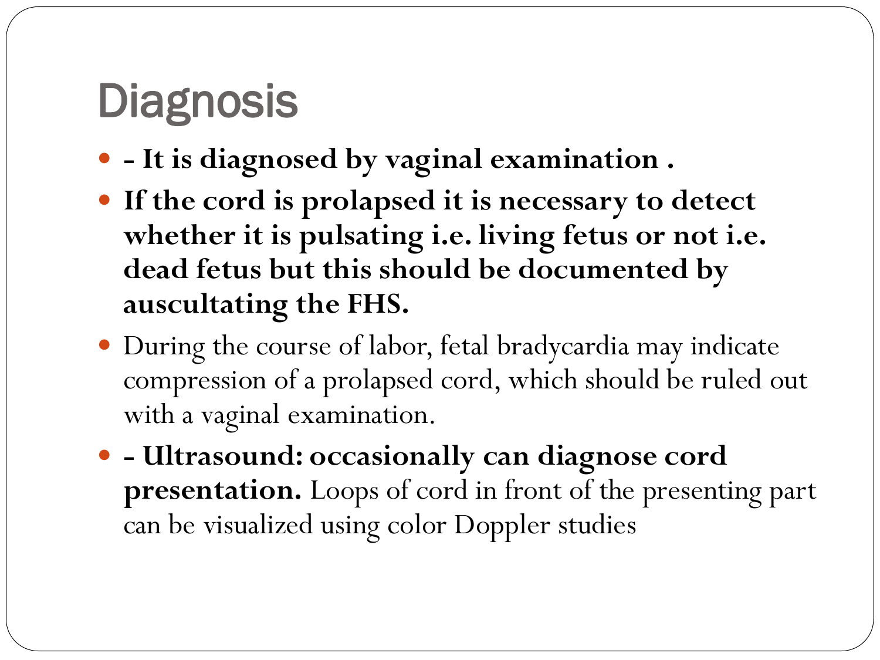# Diagnosis

- **- It is diagnosed by vaginal examination .**
- **If the cord is prolapsed it is necessary to detect whether it is pulsating i.e. living fetus or not i.e. dead fetus but this should be documented by auscultating the FHS.**
- During the course of labor, fetal bradycardia may indicate compression of a prolapsed cord, which should be ruled out with a vaginal examination.
- **- Ultrasound: occasionally can diagnose cord presentation.** Loops of cord in front of the presenting part can be visualized using color Doppler studies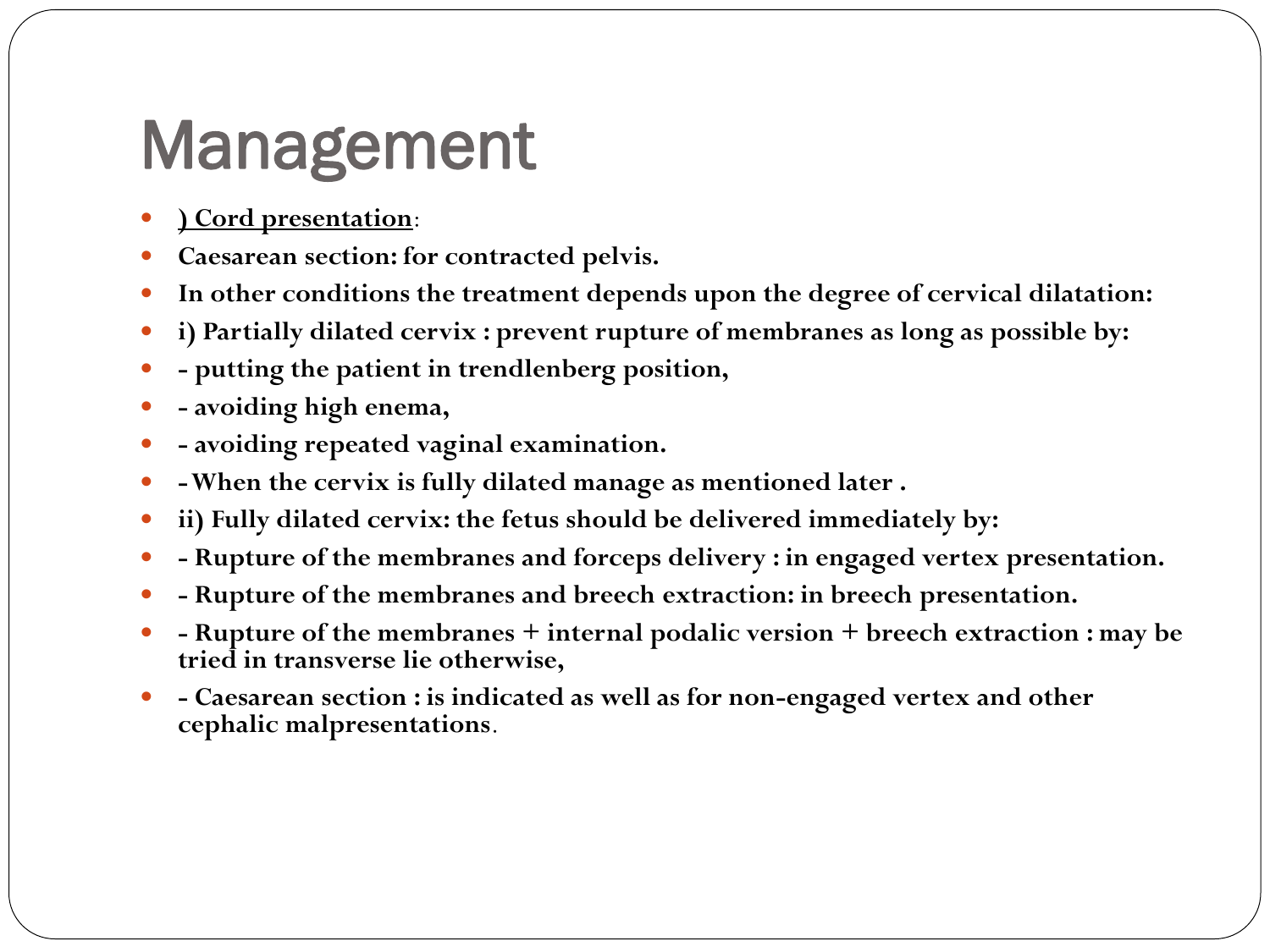# Management

- **<u>) Cord presentation</u>**:
- **Caesarean section: for contracted pelvis.**
- **In other conditions the treatment depends upon the degree of cervical dilatation:**
- **i) Partially dilated cervix : prevent rupture of membranes as long as possible by:**
- **- putting the patient in trendlenberg position,**
- **- avoiding high enema,**
- **- avoiding repeated vaginal examination.**
- **-When the cervix is fully dilated manage as mentioned later .**
- **ii) Fully dilated cervix: the fetus should be delivered immediately by:**
- **- Rupture of the membranes and forceps delivery : in engaged vertex presentation.**
- **- Rupture of the membranes and breech extraction: in breech presentation.**
- **- Rupture of the membranes + internal podalic version + breech extraction : may be tried in transverse lie otherwise,**
- **- Caesarean section : is indicated as well as for non-engaged vertex and other cephalic malpresentations**.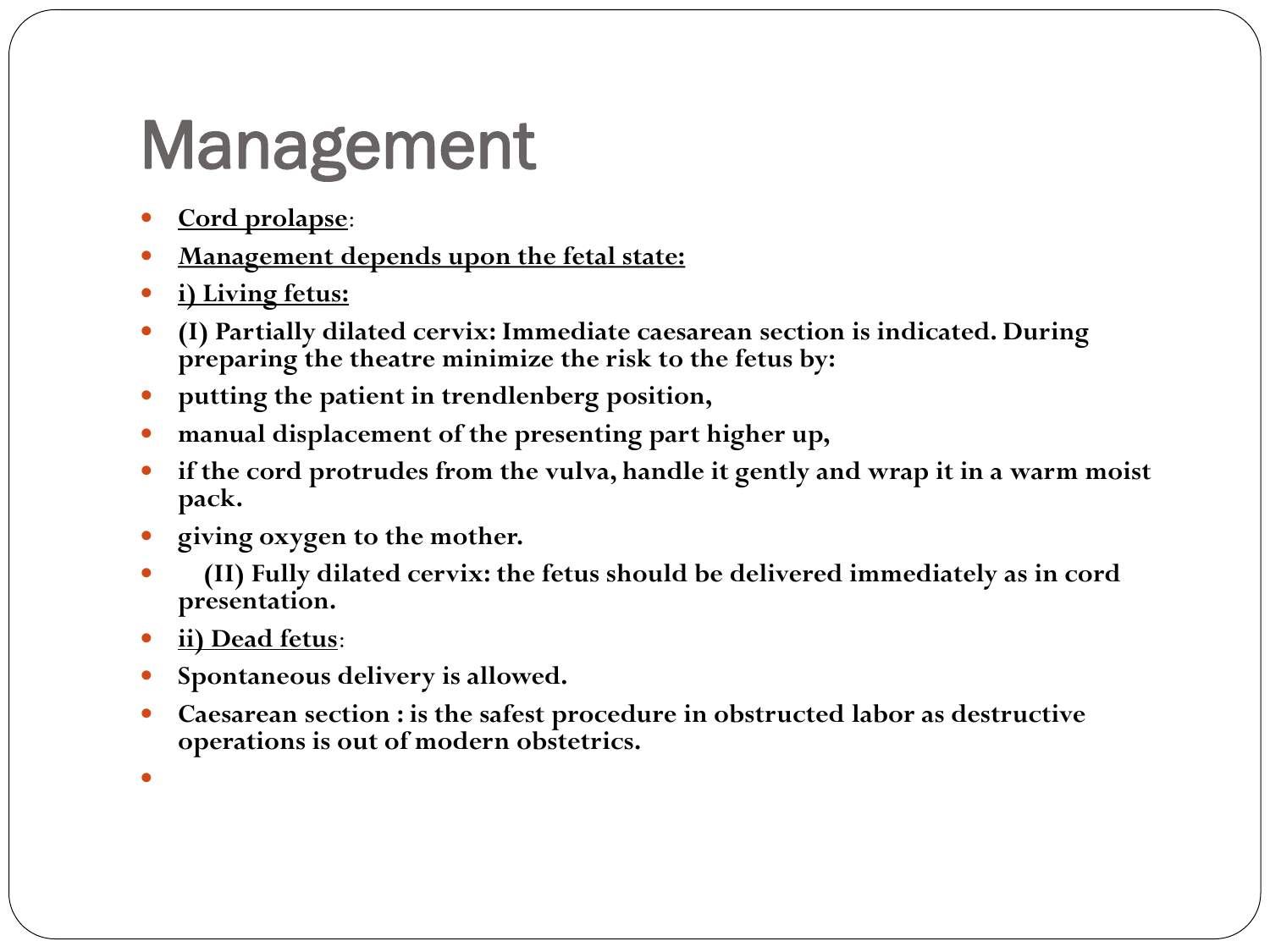# Management

- **Cord prolapse**:
- **Management depends upon the fetal state:**
- **i) Living fetus:**
- **(I) Partially dilated cervix: Immediate caesarean section is indicated. During preparing the theatre minimize the risk to the fetus by:**
- **putting the patient in trendlenberg position,**
- **manual displacement of the presenting part higher up,**
- **if the cord protrudes from the vulva, handle it gently and wrap it in a warm moist pack.**
- **giving oxygen to the mother.**
- **(II) Fully dilated cervix: the fetus should be delivered immediately as in cord presentation.**
- **ii) Dead fetus**:
- **Spontaneous delivery is allowed.**
- **Caesarean section : is the safest procedure in obstructed labor as destructive operations is out of modern obstetrics.**